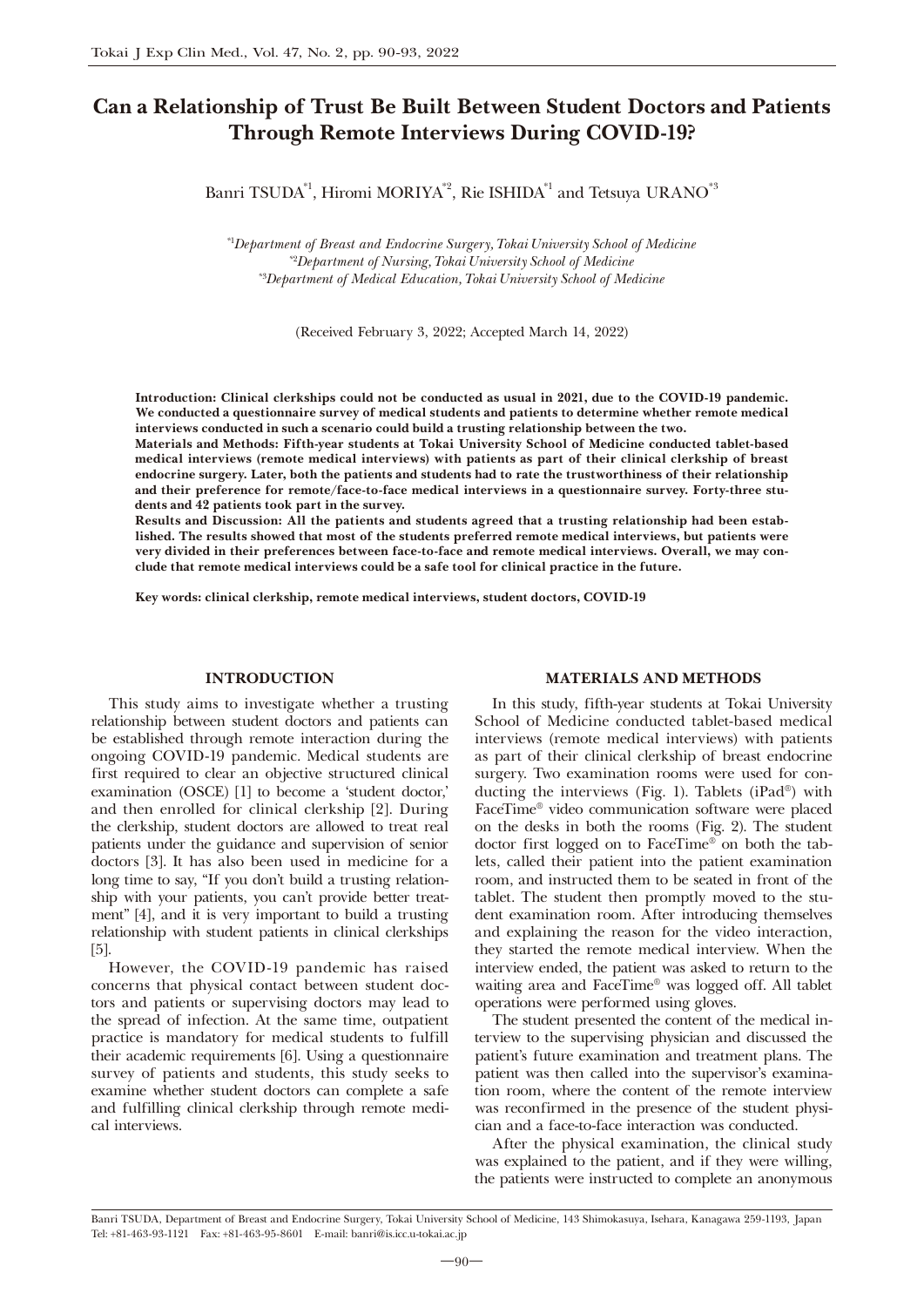# Can a Relationship of Trust Be Built Between Student Doctors and Patients Through Remote Interviews During COVID-19?

Banri TSUDA[*1], Hiromi MORIYA[*2], Rie ISHIDA[*1] and Tetsuya URANO[*3]

[*1]*Department of Breast and Endocrine Surgery, Tokai University School of Medicine*
[*2]*Department of Nursing, Tokai University School of Medicine*
[*3]*Department of Medical Education, Tokai University School of Medicine*

(Received February 3, 2022; Accepted March 14, 2022)

**Introduction: Clinical clerkships could not be conducted as usual in 2021, due to the COVID-19 pandemic. We conducted a questionnaire survey of medical students and patients to determine whether remote medical interviews conducted in such a scenario could build a trusting relationship between the two.**
**Materials and Methods: Fifth-year students at Tokai University School of Medicine conducted tablet-based medical interviews (remote medical interviews) with patients as part of their clinical clerkship of breast endocrine surgery. Later, both the patients and students had to rate the trustworthiness of their relationship and their preference for remote/face-to-face medical interviews in a questionnaire survey. Forty-three students and 42 patients took part in the survey.**
**Results and Discussion: All the patients and students agreed that a trusting relationship had been established. The results showed that most of the students preferred remote medical interviews, but patients were very divided in their preferences between face-to-face and remote medical interviews. Overall, we may conclude that remote medical interviews could be a safe tool for clinical practice in the future.**

**Key words: clinical clerkship, remote medical interviews, student doctors, COVID-19**

## INTRODUCTION

This study aims to investigate whether a trusting relationship between student doctors and patients can be established through remote interaction during the ongoing COVID-19 pandemic. Medical students are first required to clear an objective structured clinical examination (OSCE) [1] to become a 'student doctor,' and then enrolled for clinical clerkship [2]. During the clerkship, student doctors are allowed to treat real patients under the guidance and supervision of senior doctors [3]. It has also been used in medicine for a long time to say, "If you don't build a trusting relationship with your patients, you can't provide better treatment" [4], and it is very important to build a trusting relationship with student patients in clinical clerkships [5].

However, the COVID-19 pandemic has raised concerns that physical contact between student doctors and patients or supervising doctors may lead to the spread of infection. At the same time, outpatient practice is mandatory for medical students to fulfill their academic requirements [6]. Using a questionnaire survey of patients and students, this study seeks to examine whether student doctors can complete a safe and fulfilling clinical clerkship through remote medical interviews.

## MATERIALS AND METHODS

In this study, fifth-year students at Tokai University School of Medicine conducted tablet-based medical interviews (remote medical interviews) with patients as part of their clinical clerkship of breast endocrine surgery. Two examination rooms were used for conducting the interviews (Fig. 1). Tablets (iPad®) with FaceTime® video communication software were placed on the desks in both the rooms (Fig. 2). The student doctor first logged on to FaceTime® on both the tablets, called their patient into the patient examination room, and instructed them to be seated in front of the tablet. The student then promptly moved to the student examination room. After introducing themselves and explaining the reason for the video interaction, they started the remote medical interview. When the interview ended, the patient was asked to return to the waiting area and FaceTime® was logged off. All tablet operations were performed using gloves.

The student presented the content of the medical interview to the supervising physician and discussed the patient's future examination and treatment plans. The patient was then called into the supervisor's examination room, where the content of the remote interview was reconfirmed in the presence of the student physician and a face-to-face interaction was conducted.

After the physical examination, the clinical study was explained to the patient, and if they were willing, the patients were instructed to complete an anonymous

Banri TSUDA, Department of Breast and Endocrine Surgery, Tokai University School of Medicine, 143 Shimokasuya, Isehara, Kanagawa 259-1193, Japan Tel: +81-463-93-1121 Fax: +81-463-95-8601 E-mail: banri@is.icc.u-tokai.ac.jp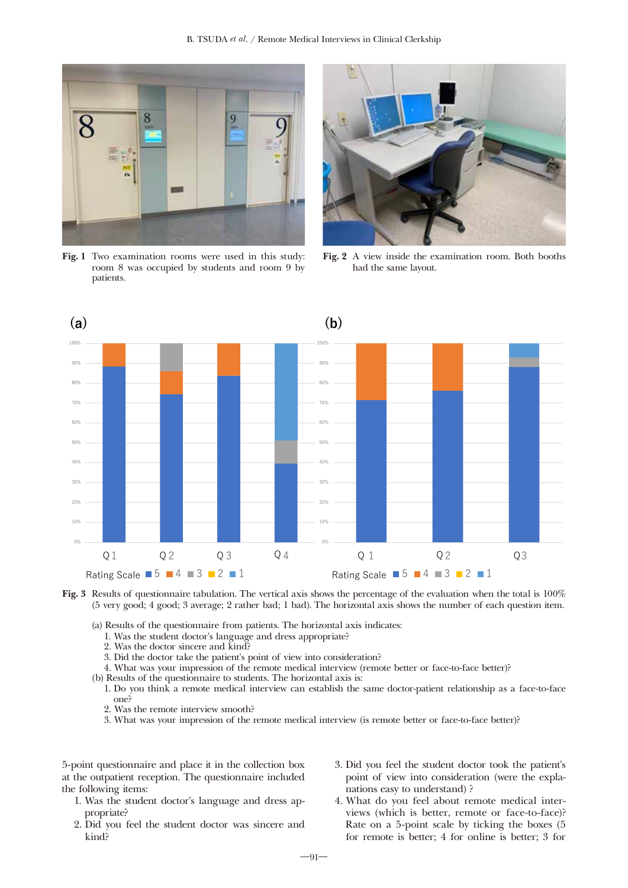**Fig. 1** Two examination rooms were used in this study: room 8 was occupied by students and room 9 by patients.

**Fig. 2** A view inside the examination room. Both booths had the same layout.

**Fig. 3** Results of questionnaire tabulation. The vertical axis shows the percentage of the evaluation when the total is 100% (5 very good; 4 good; 3 average; 2 rather bad; 1 bad). The horizontal axis shows the number of each question item.

(a) Results of the questionnaire from patients. The horizontal axis indicates:
1. Was the student doctor's language and dress appropriate?
2. Was the doctor sincere and kind?
3. Did the doctor take the patient's point of view into consideration?
4. What was your impression of the remote medical interview (remote better or face-to-face better)?

(b) Results of the questionnaire to students. The horizontal axis is:
1. Do you think a remote medical interview can establish the same doctor-patient relationship as a face-to-face one?
2. Was the remote interview smooth?
3. What was your impression of the remote medical interview (is remote better or face-to-face better)?

5-point questionnaire and place it in the collection box at the outpatient reception. The questionnaire included the following items:

1. Was the student doctor's language and dress appropriate?
2. Did you feel the student doctor was sincere and kind?
3. Did you feel the student doctor took the patient's point of view into consideration (were the explanations easy to understand) ?
4. What do you feel about remote medical interviews (which is better, remote or face-to-face)? Rate on a 5-point scale by ticking the boxes (5 for remote is better; 4 for online is better; 3 for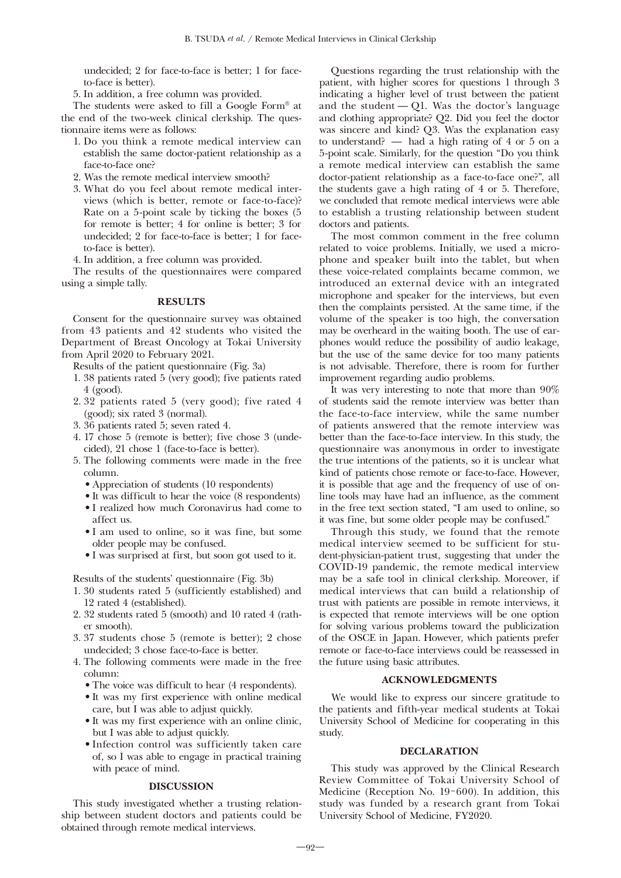undecided; 2 for face-to-face is better; 1 for face-to-face is better).

5. In addition, a free column was provided.

The students were asked to fill a Google Form® at the end of the two-week clinical clerkship. The questionnaire items were as follows:

1. Do you think a remote medical interview can establish the same doctor-patient relationship as a face-to-face one?
2. Was the remote medical interview smooth?
3. What do you feel about remote medical interviews (which is better, remote or face-to-face)? Rate on a 5-point scale by ticking the boxes (5 for remote is better; 4 for online is better; 3 for undecided; 2 for face-to-face is better; 1 for face-to-face is better).
4. In addition, a free column was provided.

The results of the questionnaires were compared using a simple tally.

## RESULTS

Consent for the questionnaire survey was obtained from 43 patients and 42 students who visited the Department of Breast Oncology at Tokai University from April 2020 to February 2021.

Results of the patient questionnaire (Fig. 3a)

1. 38 patients rated 5 (very good); five patients rated 4 (good).
2. 32 patients rated 5 (very good); five rated 4 (good); six rated 3 (normal).
3. 36 patients rated 5; seven rated 4.
4. 17 chose 5 (remote is better); five chose 3 (undecided), 21 chose 1 (face-to-face is better).
5. The following comments were made in the free column.
   - Appreciation of students (10 respondents)
   - It was difficult to hear the voice (8 respondents)
   - I realized how much Coronavirus had come to affect us.
   - I am used to online, so it was fine, but some older people may be confused.
   - I was surprised at first, but soon got used to it.

Results of the students' questionnaire (Fig. 3b)

1. 30 students rated 5 (sufficiently established) and 12 rated 4 (established).
2. 32 students rated 5 (smooth) and 10 rated 4 (rather smooth).
3. 37 students chose 5 (remote is better); 2 chose undecided; 3 chose face-to-face is better.
4. The following comments were made in the free column:
   - The voice was difficult to hear (4 respondents).
   - It was my first experience with online medical care, but I was able to adjust quickly.
   - It was my first experience with an online clinic, but I was able to adjust quickly.
   - Infection control was sufficiently taken care of, so I was able to engage in practical training with peace of mind.

## DISCUSSION

This study investigated whether a trusting relationship between student doctors and patients could be obtained through remote medical interviews.

Questions regarding the trust relationship with the patient, with higher scores for questions 1 through 3 indicating a higher level of trust between the patient and the student — Q1. Was the doctor's language and clothing appropriate? Q2. Did you feel the doctor was sincere and kind? Q3. Was the explanation easy to understand? — had a high rating of 4 or 5 on a 5-point scale. Similarly, for the question "Do you think a remote medical interview can establish the same doctor-patient relationship as a face-to-face one?", all the students gave a high rating of 4 or 5. Therefore, we concluded that remote medical interviews were able to establish a trusting relationship between student doctors and patients.

The most common comment in the free column related to voice problems. Initially, we used a microphone and speaker built into the tablet, but when these voice-related complaints became common, we introduced an external device with an integrated microphone and speaker for the interviews, but even then the complaints persisted. At the same time, if the volume of the speaker is too high, the conversation may be overheard in the waiting booth. The use of earphones would reduce the possibility of audio leakage, but the use of the same device for too many patients is not advisable. Therefore, there is room for further improvement regarding audio problems.

It was very interesting to note that more than 90% of students said the remote interview was better than the face-to-face interview, while the same number of patients answered that the remote interview was better than the face-to-face interview. In this study, the questionnaire was anonymous in order to investigate the true intentions of the patients, so it is unclear what kind of patients chose remote or face-to-face. However, it is possible that age and the frequency of use of online tools may have had an influence, as the comment in the free text section stated, "I am used to online, so it was fine, but some older people may be confused."

Through this study, we found that the remote medical interview seemed to be sufficient for student-physician-patient trust, suggesting that under the COVID-19 pandemic, the remote medical interview may be a safe tool in clinical clerkship. Moreover, if medical interviews that can build a relationship of trust with patients are possible in remote interviews, it is expected that remote interviews will be one option for solving various problems toward the publicization of the OSCE in Japan. However, which patients prefer remote or face-to-face interviews could be reassessed in the future using basic attributes.

## ACKNOWLEDGMENTS

We would like to express our sincere gratitude to the patients and fifth-year medical students at Tokai University School of Medicine for cooperating in this study.

## DECLARATION

This study was approved by the Clinical Research Review Committee of Tokai University School of Medicine (Reception No. 19-600). In addition, this study was funded by a research grant from Tokai University School of Medicine, FY2020.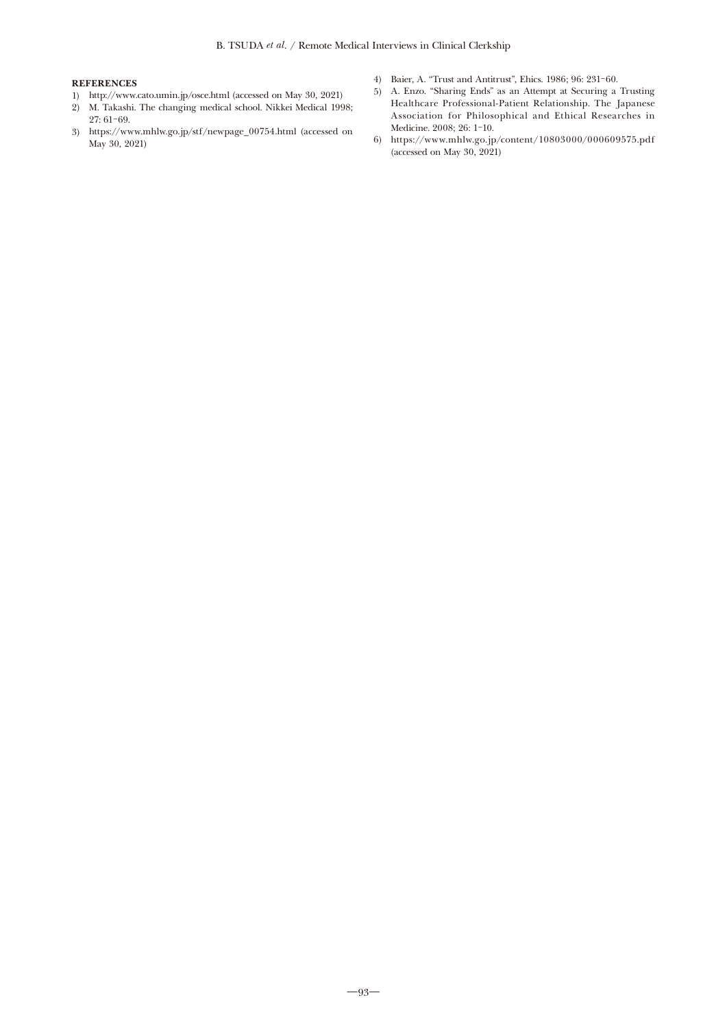**REFERENCES**

1) http://www.cato.umin.jp/osce.html (accessed on May 30, 2021)
2) M. Takashi. The changing medical school. Nikkei Medical 1998; 27: 61–69.
3) https://www.mhlw.go.jp/stf/newpage_00754.html (accessed on May 30, 2021)
4) Baier, A. "Trust and Antitrust", Ehics. 1986; 96: 231–60.
5) A. Enzo. "Sharing Ends" as an Attempt at Securing a Trusting Healthcare Professional-Patient Relationship. The Japanese Association for Philosophical and Ethical Researches in Medicine. 2008; 26: 1–10.
6) https://www.mhlw.go.jp/content/10803000/000609575.pdf (accessed on May 30, 2021)